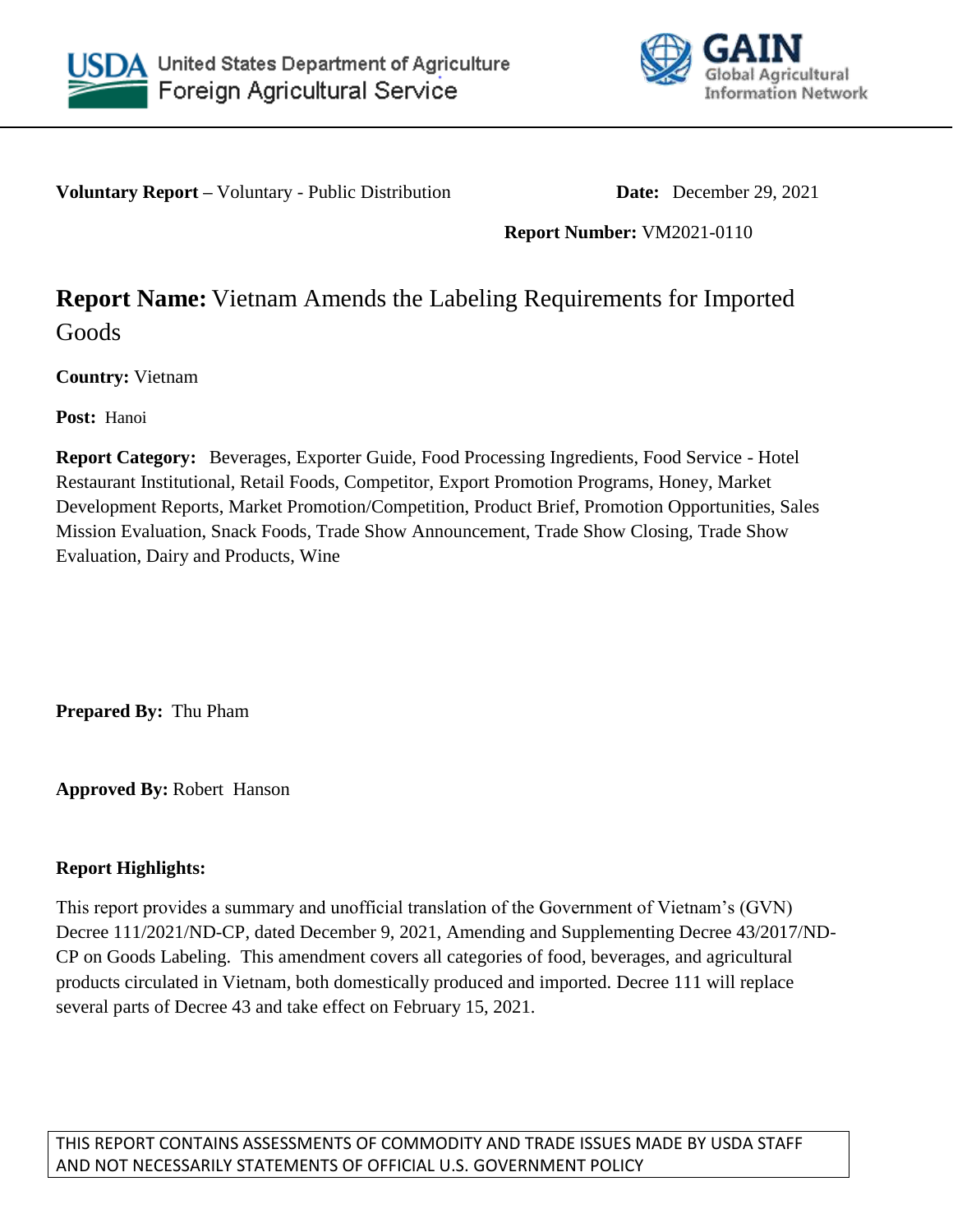United States Department of Agriculture
Foreign Agricultural Service

GAIN
Global Agricultural Information Network

**Voluntary Report –** Voluntary - Public Distribution **Date:** December 29, 2021

**Report Number:** VM2021-0110

# **Report Name:** Vietnam Amends the Labeling Requirements for Imported Goods

**Country:** Vietnam

**Post:** Hanoi

**Report Category:** Beverages, Exporter Guide, Food Processing Ingredients, Food Service - Hotel Restaurant Institutional, Retail Foods, Competitor, Export Promotion Programs, Honey, Market Development Reports, Market Promotion/Competition, Product Brief, Promotion Opportunities, Sales Mission Evaluation, Snack Foods, Trade Show Announcement, Trade Show Closing, Trade Show Evaluation, Dairy and Products, Wine

**Prepared By:** Thu Pham

**Approved By:** Robert Hanson

**Report Highlights:**

This report provides a summary and unofficial translation of the Government of Vietnam's (GVN) Decree 111/2021/ND-CP, dated December 9, 2021, Amending and Supplementing Decree 43/2017/ND-CP on Goods Labeling. This amendment covers all categories of food, beverages, and agricultural products circulated in Vietnam, both domestically produced and imported. Decree 111 will replace several parts of Decree 43 and take effect on February 15, 2021.

THIS REPORT CONTAINS ASSESSMENTS OF COMMODITY AND TRADE ISSUES MADE BY USDA STAFF AND NOT NECESSARILY STATEMENTS OF OFFICIAL U.S. GOVERNMENT POLICY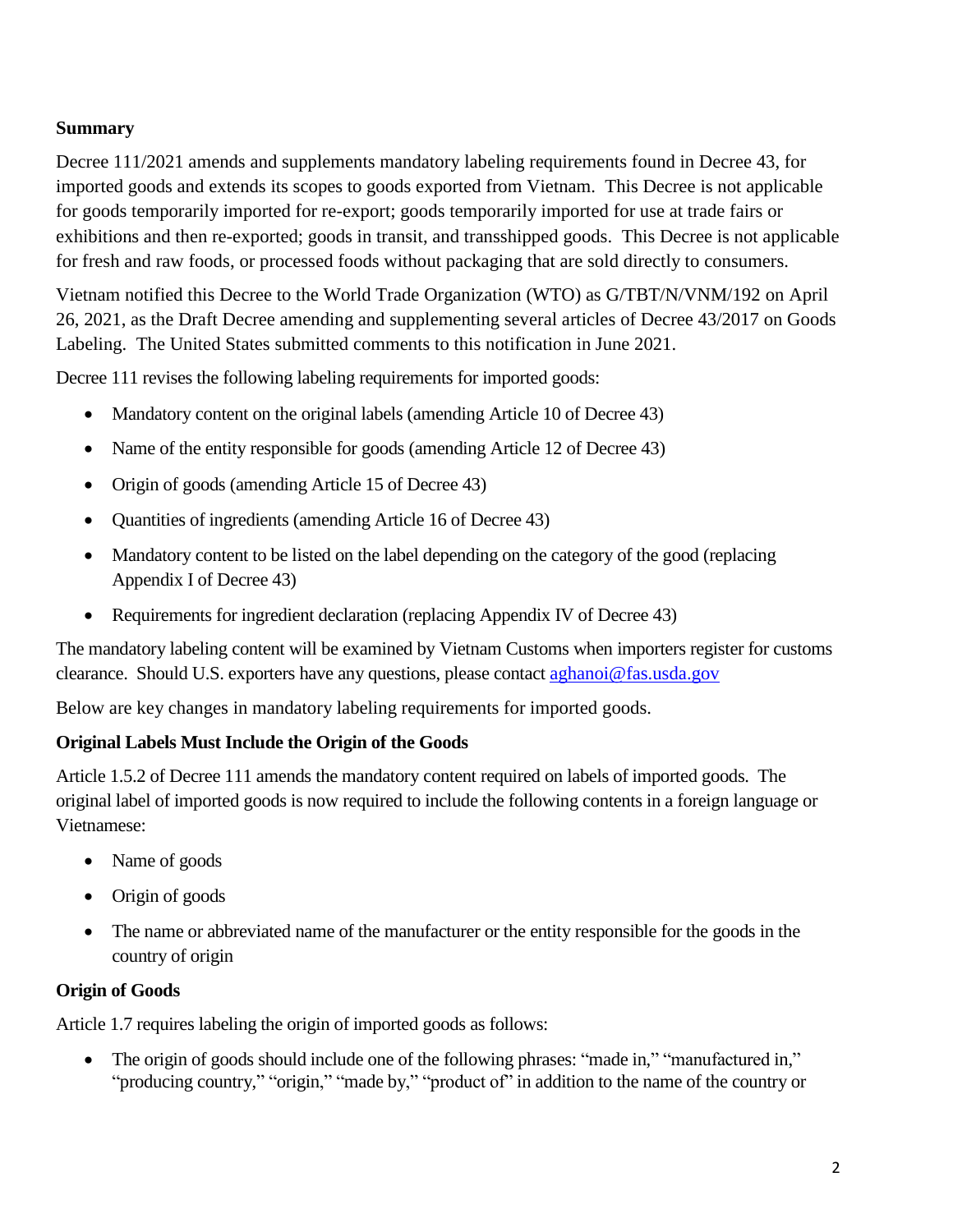## Summary

Decree 111/2021 amends and supplements mandatory labeling requirements found in Decree 43, for imported goods and extends its scopes to goods exported from Vietnam. This Decree is not applicable for goods temporarily imported for re-export; goods temporarily imported for use at trade fairs or exhibitions and then re-exported; goods in transit, and transshipped goods. This Decree is not applicable for fresh and raw foods, or processed foods without packaging that are sold directly to consumers.

Vietnam notified this Decree to the World Trade Organization (WTO) as G/TBT/N/VNM/192 on April 26, 2021, as the Draft Decree amending and supplementing several articles of Decree 43/2017 on Goods Labeling. The United States submitted comments to this notification in June 2021.

Decree 111 revises the following labeling requirements for imported goods:

- Mandatory content on the original labels (amending Article 10 of Decree 43)
- Name of the entity responsible for goods (amending Article 12 of Decree 43)
- Origin of goods (amending Article 15 of Decree 43)
- Quantities of ingredients (amending Article 16 of Decree 43)
- Mandatory content to be listed on the label depending on the category of the good (replacing Appendix I of Decree 43)
- Requirements for ingredient declaration (replacing Appendix IV of Decree 43)

The mandatory labeling content will be examined by Vietnam Customs when importers register for customs clearance. Should U.S. exporters have any questions, please contact aghanoi@fas.usda.gov

Below are key changes in mandatory labeling requirements for imported goods.

### Original Labels Must Include the Origin of the Goods

Article 1.5.2 of Decree 111 amends the mandatory content required on labels of imported goods. The original label of imported goods is now required to include the following contents in a foreign language or Vietnamese:

- Name of goods
- Origin of goods
- The name or abbreviated name of the manufacturer or the entity responsible for the goods in the country of origin

### Origin of Goods

Article 1.7 requires labeling the origin of imported goods as follows:

- The origin of goods should include one of the following phrases: "made in," "manufactured in," "producing country," "origin," "made by," "product of" in addition to the name of the country or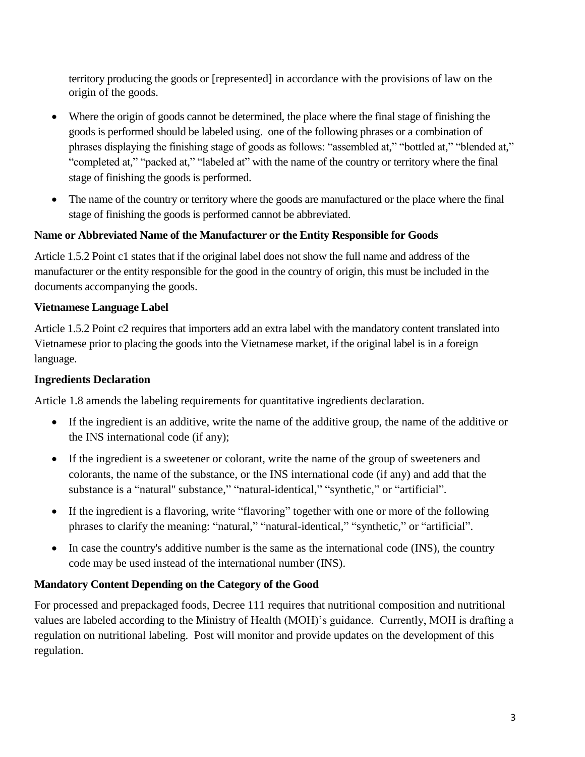territory producing the goods or [represented] in accordance with the provisions of law on the origin of the goods.

- Where the origin of goods cannot be determined, the place where the final stage of finishing the goods is performed should be labeled using. one of the following phrases or a combination of phrases displaying the finishing stage of goods as follows: “assembled at,” “bottled at,” “blended at,” “completed at,” “packed at,” “labeled at” with the name of the country or territory where the final stage of finishing the goods is performed.
- The name of the country or territory where the goods are manufactured or the place where the final stage of finishing the goods is performed cannot be abbreviated.

**Name or Abbreviated Name of the Manufacturer or the Entity Responsible for Goods**

Article 1.5.2 Point c1 states that if the original label does not show the full name and address of the manufacturer or the entity responsible for the good in the country of origin, this must be included in the documents accompanying the goods.

**Vietnamese Language Label**

Article 1.5.2 Point c2 requires that importers add an extra label with the mandatory content translated into Vietnamese prior to placing the goods into the Vietnamese market, if the original label is in a foreign language.

**Ingredients Declaration**

Article 1.8 amends the labeling requirements for quantitative ingredients declaration.

- If the ingredient is an additive, write the name of the additive group, the name of the additive or the INS international code (if any);
- If the ingredient is a sweetener or colorant, write the name of the group of sweeteners and colorants, the name of the substance, or the INS international code (if any) and add that the substance is a “natural" substance,” “natural-identical,” “synthetic,” or “artificial”.
- If the ingredient is a flavoring, write “flavoring” together with one or more of the following phrases to clarify the meaning: “natural,” “natural-identical,” “synthetic,” or “artificial”.
- In case the country's additive number is the same as the international code (INS), the country code may be used instead of the international number (INS).

**Mandatory Content Depending on the Category of the Good**

For processed and prepackaged foods, Decree 111 requires that nutritional composition and nutritional values are labeled according to the Ministry of Health (MOH)’s guidance. Currently, MOH is drafting a regulation on nutritional labeling. Post will monitor and provide updates on the development of this regulation.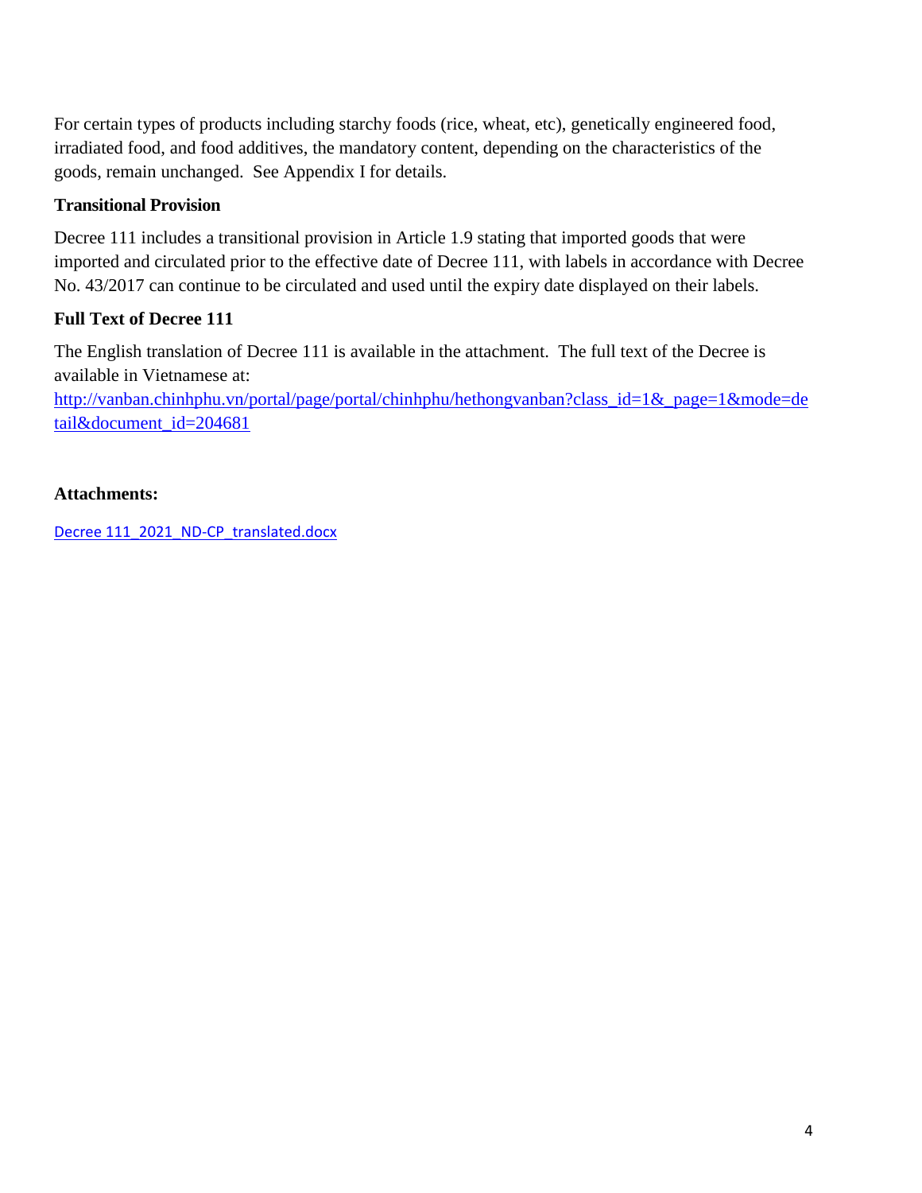For certain types of products including starchy foods (rice, wheat, etc), genetically engineered food, irradiated food, and food additives, the mandatory content, depending on the characteristics of the goods, remain unchanged.  See Appendix I for details.

### Transitional Provision

Decree 111 includes a transitional provision in Article 1.9 stating that imported goods that were imported and circulated prior to the effective date of Decree 111, with labels in accordance with Decree No. 43/2017 can continue to be circulated and used until the expiry date displayed on their labels.

### Full Text of Decree 111

The English translation of Decree 111 is available in the attachment.  The full text of the Decree is available in Vietnamese at: http://vanban.chinhphu.vn/portal/page/portal/chinhphu/hethongvanban?class_id=1&_page=1&mode=detail&document_id=204681

### Attachments:

Decree 111_2021_ND-CP_translated.docx